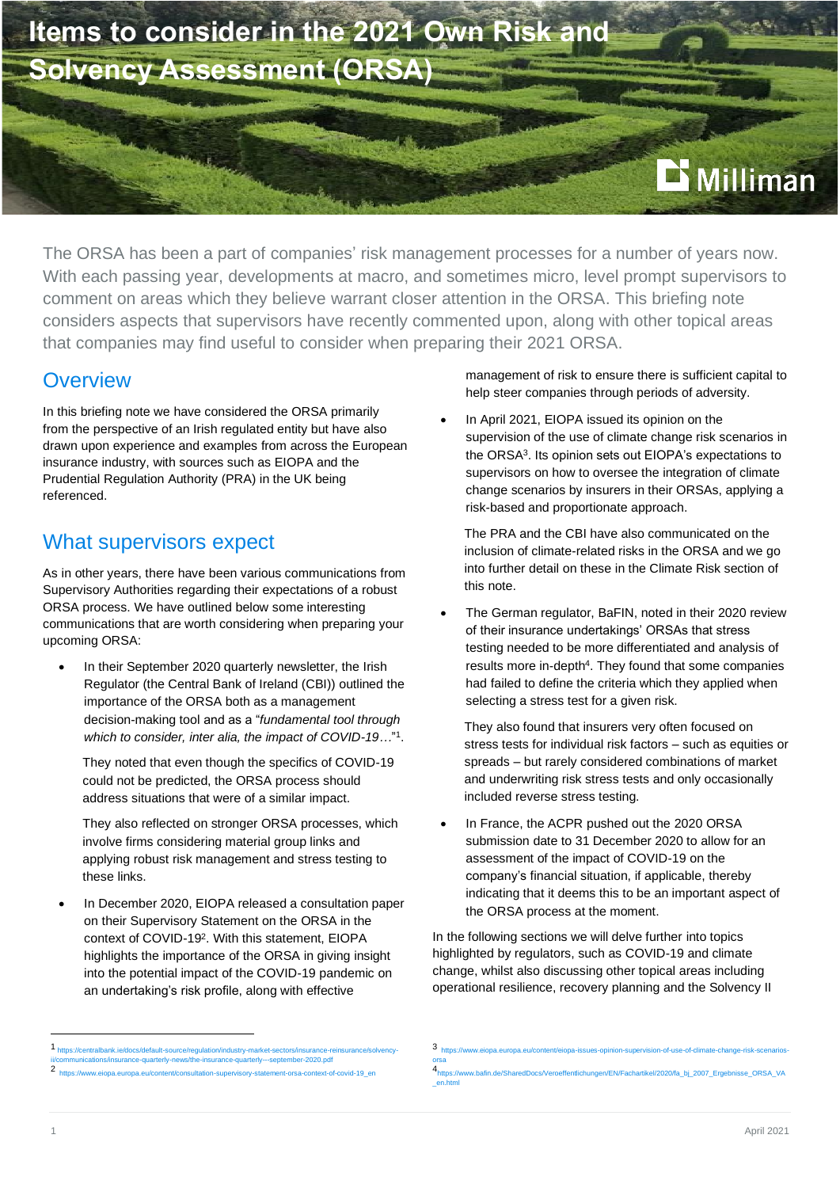# Items to consider in the 2021 Own Risk and Solvency Assessment (ORSA)

The ORSA has been a part of companies' risk management processes for a number of years now. With each passing year, developments at macro, and sometimes micro, level prompt supervisors to comment on areas which they believe warrant closer attention in the ORSA. This briefing note considers aspects that supervisors have recently commented upon, along with other topical areas that companies may find useful to consider when preparing their 2021 ORSA.

## Overview

In this briefing note we have considered the ORSA primarily from the perspective of an Irish regulated entity but have also drawn upon experience and examples from across the European insurance industry, with sources such as EIOPA and the Prudential Regulation Authority (PRA) in the UK being referenced.

## What supervisors expect

As in other years, there have been various communications from Supervisory Authorities regarding their expectations of a robust ORSA process. We have outlined below some interesting communications that are worth considering when preparing your upcoming ORSA:

- In their September 2020 quarterly newsletter, the Irish Regulator (the Central Bank of Ireland (CBI)) outlined the importance of the ORSA both as a management decision-making tool and as a "*fundamental tool through which to consider, inter alia, the impact of COVID-19…*"[1].

  They noted that even though the specifics of COVID-19 could not be predicted, the ORSA process should address situations that were of a similar impact.

  They also reflected on stronger ORSA processes, which involve firms considering material group links and applying robust risk management and stress testing to these links.

- In December 2020, EIOPA released a consultation paper on their Supervisory Statement on the ORSA in the context of COVID-19[2]. With this statement, EIOPA highlights the importance of the ORSA in giving insight into the potential impact of the COVID-19 pandemic on an undertaking's risk profile, along with effective management of risk to ensure there is sufficient capital to help steer companies through periods of adversity.

- In April 2021, EIOPA issued its opinion on the supervision of the use of climate change risk scenarios in the ORSA[3]. Its opinion sets out EIOPA's expectations to supervisors on how to oversee the integration of climate change scenarios by insurers in their ORSAs, applying a risk-based and proportionate approach.

  The PRA and the CBI have also communicated on the inclusion of climate-related risks in the ORSA and we go into further detail on these in the Climate Risk section of this note.

- The German regulator, BaFIN, noted in their 2020 review of their insurance undertakings' ORSAs that stress testing needed to be more differentiated and analysis of results more in-depth[4]. They found that some companies had failed to define the criteria which they applied when selecting a stress test for a given risk.

  They also found that insurers very often focused on stress tests for individual risk factors – such as equities or spreads – but rarely considered combinations of market and underwriting risk stress tests and only occasionally included reverse stress testing.

- In France, the ACPR pushed out the 2020 ORSA submission date to 31 December 2020 to allow for an assessment of the impact of COVID-19 on the company's financial situation, if applicable, thereby indicating that it deems this to be an important aspect of the ORSA process at the moment.

In the following sections we will delve further into topics highlighted by regulators, such as COVID-19 and climate change, whilst also discussing other topical areas including operational resilience, recovery planning and the Solvency II

---

[1] https://centralbank.ie/docs/default-source/regulation/industry-market-sectors/insurance-reinsurance/solvency-ii/communications/insurance-quarterly-news/the-insurance-quarterly---september-2020.pdf

[2] https://www.eiopa.europa.eu/content/consultation-supervisory-statement-orsa-context-of-covid-19_en

[3] https://www.eiopa.europa.eu/content/eiopa-issues-opinion-supervision-of-use-of-climate-change-risk-scenarios-orsa

[4] https://www.bafin.de/SharedDocs/Veroeffentlichungen/EN/Fachartikel/2020/fa_bj_2007_Ergebnisse_ORSA_VA_en.html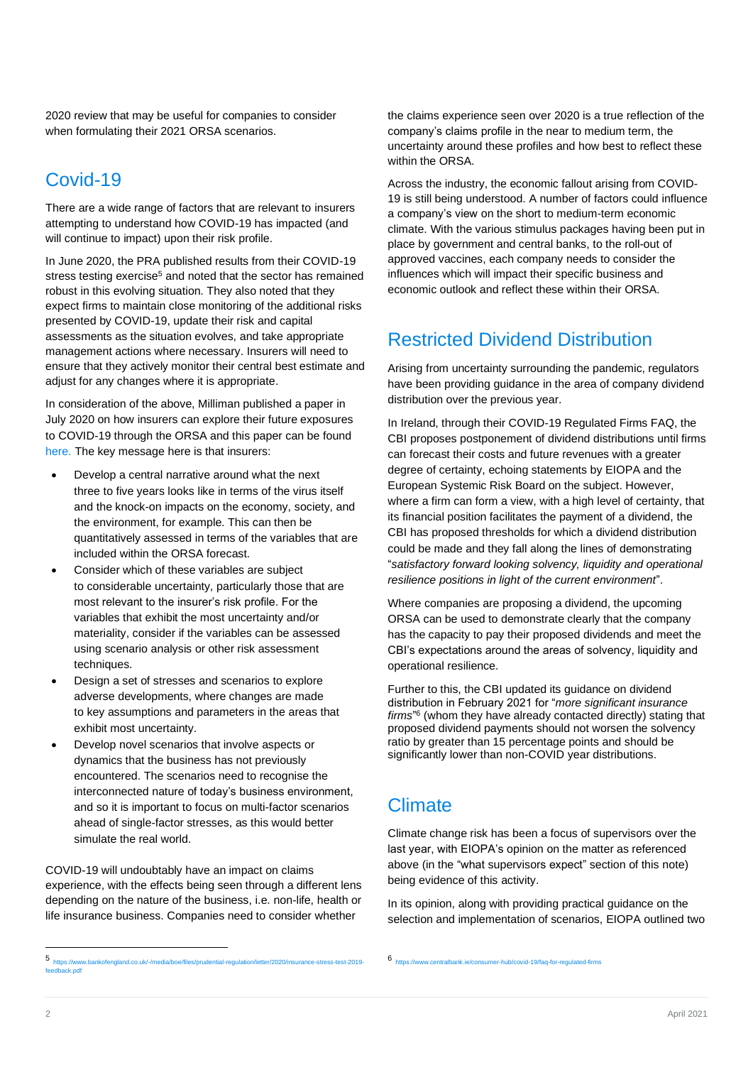2020 review that may be useful for companies to consider when formulating their 2021 ORSA scenarios.

## Covid-19

There are a wide range of factors that are relevant to insurers attempting to understand how COVID-19 has impacted (and will continue to impact) upon their risk profile.

In June 2020, the PRA published results from their COVID-19 stress testing exercise[5] and noted that the sector has remained robust in this evolving situation. They also noted that they expect firms to maintain close monitoring of the additional risks presented by COVID-19, update their risk and capital assessments as the situation evolves, and take appropriate management actions where necessary. Insurers will need to ensure that they actively monitor their central best estimate and adjust for any changes where it is appropriate.

In consideration of the above, Milliman published a paper in July 2020 on how insurers can explore their future exposures to COVID-19 through the ORSA and this paper can be found here. The key message here is that insurers:

- Develop a central narrative around what the next three to five years looks like in terms of the virus itself and the knock-on impacts on the economy, society, and the environment, for example. This can then be quantitatively assessed in terms of the variables that are included within the ORSA forecast.
- Consider which of these variables are subject to considerable uncertainty, particularly those that are most relevant to the insurer's risk profile. For the variables that exhibit the most uncertainty and/or materiality, consider if the variables can be assessed using scenario analysis or other risk assessment techniques.
- Design a set of stresses and scenarios to explore adverse developments, where changes are made to key assumptions and parameters in the areas that exhibit most uncertainty.
- Develop novel scenarios that involve aspects or dynamics that the business has not previously encountered. The scenarios need to recognise the interconnected nature of today's business environment, and so it is important to focus on multi-factor scenarios ahead of single-factor stresses, as this would better simulate the real world.

COVID-19 will undoubtably have an impact on claims experience, with the effects being seen through a different lens depending on the nature of the business, i.e. non-life, health or life insurance business. Companies need to consider whether the claims experience seen over 2020 is a true reflection of the company's claims profile in the near to medium term, the uncertainty around these profiles and how best to reflect these within the ORSA.

Across the industry, the economic fallout arising from COVID-19 is still being understood. A number of factors could influence a company's view on the short to medium-term economic climate. With the various stimulus packages having been put in place by government and central banks, to the roll-out of approved vaccines, each company needs to consider the influences which will impact their specific business and economic outlook and reflect these within their ORSA.

## Restricted Dividend Distribution

Arising from uncertainty surrounding the pandemic, regulators have been providing guidance in the area of company dividend distribution over the previous year.

In Ireland, through their COVID-19 Regulated Firms FAQ, the CBI proposes postponement of dividend distributions until firms can forecast their costs and future revenues with a greater degree of certainty, echoing statements by EIOPA and the European Systemic Risk Board on the subject. However, where a firm can form a view, with a high level of certainty, that its financial position facilitates the payment of a dividend, the CBI has proposed thresholds for which a dividend distribution could be made and they fall along the lines of demonstrating "*satisfactory forward looking solvency, liquidity and operational resilience positions in light of the current environment*".

Where companies are proposing a dividend, the upcoming ORSA can be used to demonstrate clearly that the company has the capacity to pay their proposed dividends and meet the CBI's expectations around the areas of solvency, liquidity and operational resilience.

Further to this, the CBI updated its guidance on dividend distribution in February 2021 for "*more significant insurance firms*"[6] (whom they have already contacted directly) stating that proposed dividend payments should not worsen the solvency ratio by greater than 15 percentage points and should be significantly lower than non-COVID year distributions.

## Climate

Climate change risk has been a focus of supervisors over the last year, with EIOPA's opinion on the matter as referenced above (in the "what supervisors expect" section of this note) being evidence of this activity.

In its opinion, along with providing practical guidance on the selection and implementation of scenarios, EIOPA outlined two

---

[5] https://www.bankofengland.co.uk/-/media/boe/files/prudential-regulation/letter/2020/insurance-stress-test-2019-feedback.pdf

[6] https://www.centralbank.ie/consumer-hub/covid-19/faq-for-regulated-firms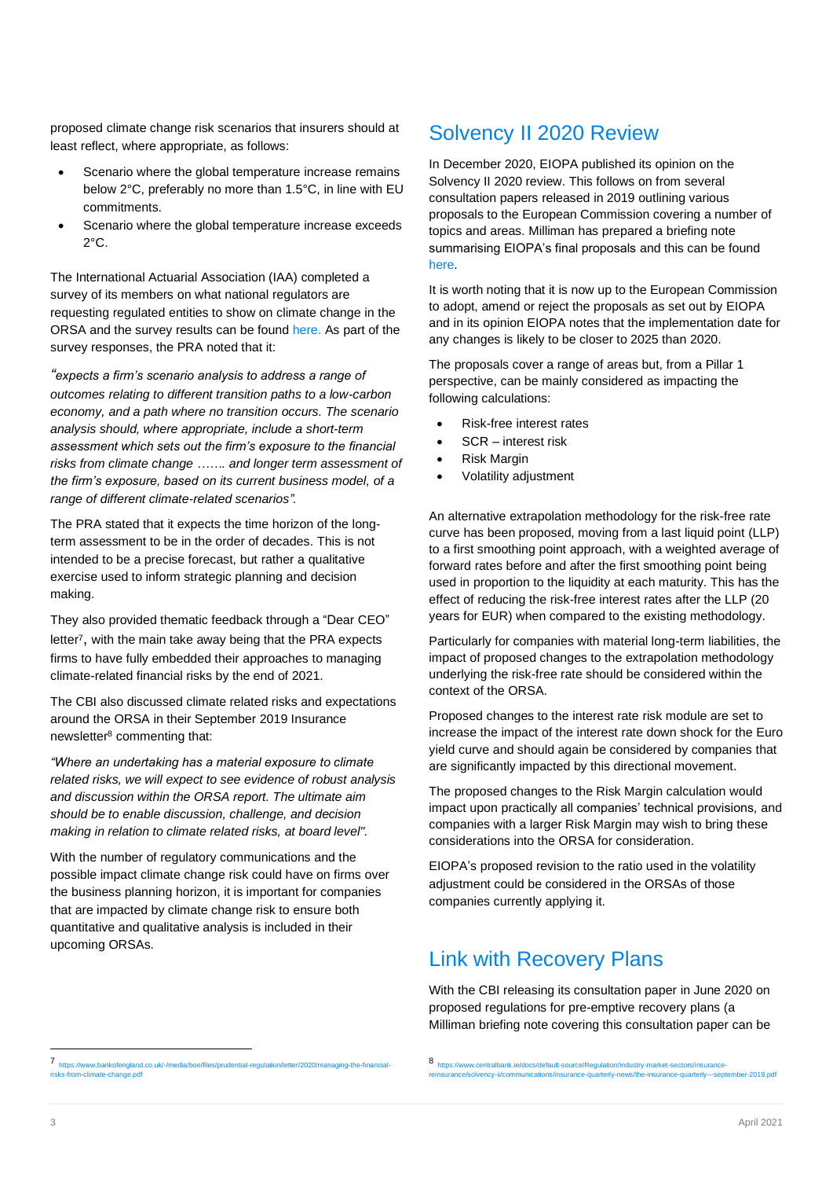proposed climate change risk scenarios that insurers should at least reflect, where appropriate, as follows:

- Scenario where the global temperature increase remains below 2°C, preferably no more than 1.5°C, in line with EU commitments.
- Scenario where the global temperature increase exceeds 2°C.

The International Actuarial Association (IAA) completed a survey of its members on what national regulators are requesting regulated entities to show on climate change in the ORSA and the survey results can be found here. As part of the survey responses, the PRA noted that it:

*"expects a firm's scenario analysis to address a range of outcomes relating to different transition paths to a low-carbon economy, and a path where no transition occurs. The scenario analysis should, where appropriate, include a short-term assessment which sets out the firm's exposure to the financial risks from climate change ……. and longer term assessment of the firm's exposure, based on its current business model, of a range of different climate-related scenarios".*

The PRA stated that it expects the time horizon of the long-term assessment to be in the order of decades. This is not intended to be a precise forecast, but rather a qualitative exercise used to inform strategic planning and decision making.

They also provided thematic feedback through a "Dear CEO" letter[7], with the main take away being that the PRA expects firms to have fully embedded their approaches to managing climate-related financial risks by the end of 2021.

The CBI also discussed climate related risks and expectations around the ORSA in their September 2019 Insurance newsletter[8] commenting that:

*"Where an undertaking has a material exposure to climate related risks, we will expect to see evidence of robust analysis and discussion within the ORSA report. The ultimate aim should be to enable discussion, challenge, and decision making in relation to climate related risks, at board level".*

With the number of regulatory communications and the possible impact climate change risk could have on firms over the business planning horizon, it is important for companies that are impacted by climate change risk to ensure both quantitative and qualitative analysis is included in their upcoming ORSAs.

## Solvency II 2020 Review

In December 2020, EIOPA published its opinion on the Solvency II 2020 review. This follows on from several consultation papers released in 2019 outlining various proposals to the European Commission covering a number of topics and areas. Milliman has prepared a briefing note summarising EIOPA's final proposals and this can be found here.

It is worth noting that it is now up to the European Commission to adopt, amend or reject the proposals as set out by EIOPA and in its opinion EIOPA notes that the implementation date for any changes is likely to be closer to 2025 than 2020.

The proposals cover a range of areas but, from a Pillar 1 perspective, can be mainly considered as impacting the following calculations:

- Risk-free interest rates
- SCR – interest risk
- Risk Margin
- Volatility adjustment

An alternative extrapolation methodology for the risk-free rate curve has been proposed, moving from a last liquid point (LLP) to a first smoothing point approach, with a weighted average of forward rates before and after the first smoothing point being used in proportion to the liquidity at each maturity. This has the effect of reducing the risk-free interest rates after the LLP (20 years for EUR) when compared to the existing methodology.

Particularly for companies with material long-term liabilities, the impact of proposed changes to the extrapolation methodology underlying the risk-free rate should be considered within the context of the ORSA.

Proposed changes to the interest rate risk module are set to increase the impact of the interest rate down shock for the Euro yield curve and should again be considered by companies that are significantly impacted by this directional movement.

The proposed changes to the Risk Margin calculation would impact upon practically all companies' technical provisions, and companies with a larger Risk Margin may wish to bring these considerations into the ORSA for consideration.

EIOPA's proposed revision to the ratio used in the volatility adjustment could be considered in the ORSAs of those companies currently applying it.

## Link with Recovery Plans

With the CBI releasing its consultation paper in June 2020 on proposed regulations for pre-emptive recovery plans (a Milliman briefing note covering this consultation paper can be

---

[7] https://www.bankofengland.co.uk/-/media/boe/files/prudential-regulation/letter/2020/managing-the-financial-risks-from-climate-change.pdf

[8] https://www.centralbank.ie/docs/default-source/Regulation/industry-market-sectors/insurance-reinsurance/solvency-ii/communications/insurance-quarterly-news/the-insurance-quarterly---september-2019.pdf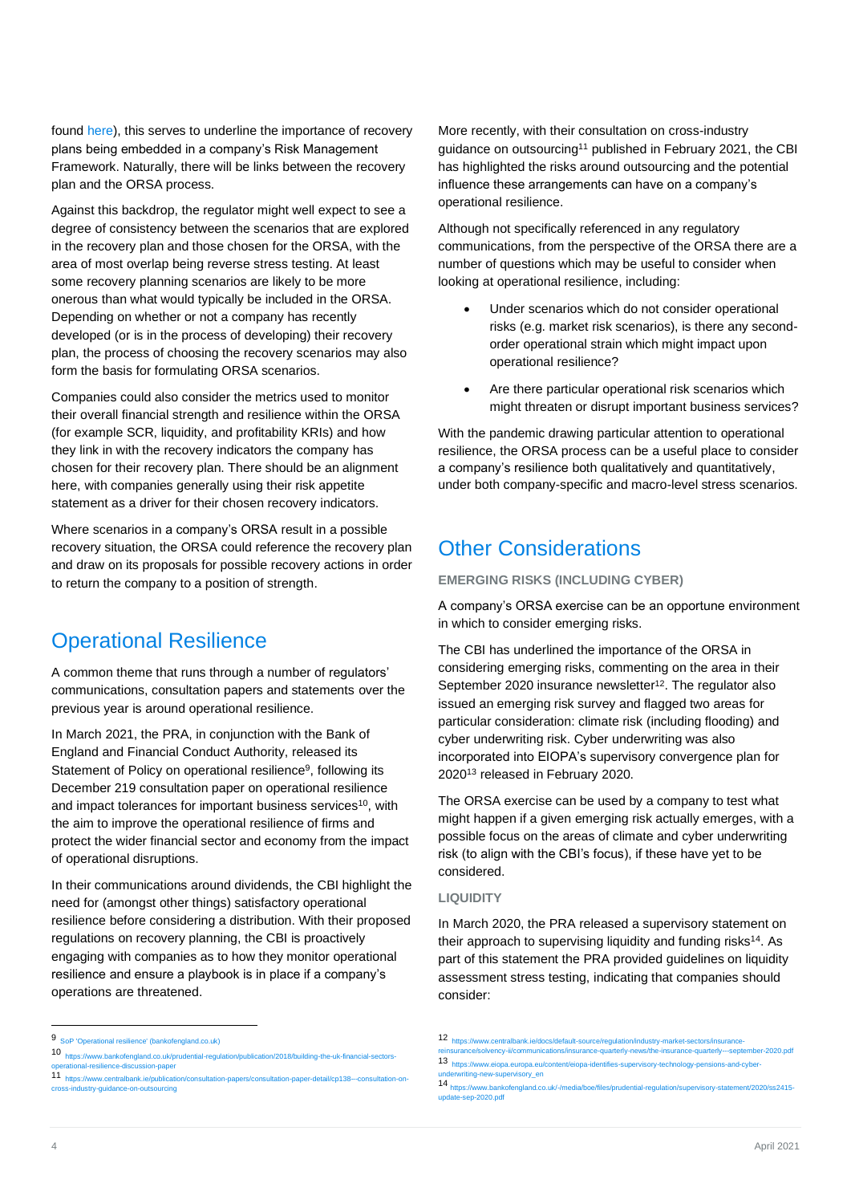found here), this serves to underline the importance of recovery plans being embedded in a company's Risk Management Framework. Naturally, there will be links between the recovery plan and the ORSA process.

Against this backdrop, the regulator might well expect to see a degree of consistency between the scenarios that are explored in the recovery plan and those chosen for the ORSA, with the area of most overlap being reverse stress testing. At least some recovery planning scenarios are likely to be more onerous than what would typically be included in the ORSA. Depending on whether or not a company has recently developed (or is in the process of developing) their recovery plan, the process of choosing the recovery scenarios may also form the basis for formulating ORSA scenarios.

Companies could also consider the metrics used to monitor their overall financial strength and resilience within the ORSA (for example SCR, liquidity, and profitability KRIs) and how they link in with the recovery indicators the company has chosen for their recovery plan. There should be an alignment here, with companies generally using their risk appetite statement as a driver for their chosen recovery indicators.

Where scenarios in a company's ORSA result in a possible recovery situation, the ORSA could reference the recovery plan and draw on its proposals for possible recovery actions in order to return the company to a position of strength.

## Operational Resilience

A common theme that runs through a number of regulators' communications, consultation papers and statements over the previous year is around operational resilience.

In March 2021, the PRA, in conjunction with the Bank of England and Financial Conduct Authority, released its Statement of Policy on operational resilience[9], following its December 219 consultation paper on operational resilience and impact tolerances for important business services[10], with the aim to improve the operational resilience of firms and protect the wider financial sector and economy from the impact of operational disruptions.

In their communications around dividends, the CBI highlight the need for (amongst other things) satisfactory operational resilience before considering a distribution. With their proposed regulations on recovery planning, the CBI is proactively engaging with companies as to how they monitor operational resilience and ensure a playbook is in place if a company's operations are threatened.

More recently, with their consultation on cross-industry guidance on outsourcing[11] published in February 2021, the CBI has highlighted the risks around outsourcing and the potential influence these arrangements can have on a company's operational resilience.

Although not specifically referenced in any regulatory communications, from the perspective of the ORSA there are a number of questions which may be useful to consider when looking at operational resilience, including:

- Under scenarios which do not consider operational risks (e.g. market risk scenarios), is there any second-order operational strain which might impact upon operational resilience?
- Are there particular operational risk scenarios which might threaten or disrupt important business services?

With the pandemic drawing particular attention to operational resilience, the ORSA process can be a useful place to consider a company's resilience both qualitatively and quantitatively, under both company-specific and macro-level stress scenarios.

## Other Considerations

### EMERGING RISKS (INCLUDING CYBER)

A company's ORSA exercise can be an opportune environment in which to consider emerging risks.

The CBI has underlined the importance of the ORSA in considering emerging risks, commenting on the area in their September 2020 insurance newsletter[12]. The regulator also issued an emerging risk survey and flagged two areas for particular consideration: climate risk (including flooding) and cyber underwriting risk. Cyber underwriting was also incorporated into EIOPA's supervisory convergence plan for 2020[13] released in February 2020.

The ORSA exercise can be used by a company to test what might happen if a given emerging risk actually emerges, with a possible focus on the areas of climate and cyber underwriting risk (to align with the CBI's focus), if these have yet to be considered.

### LIQUIDITY

In March 2020, the PRA released a supervisory statement on their approach to supervising liquidity and funding risks[14]. As part of this statement the PRA provided guidelines on liquidity assessment stress testing, indicating that companies should consider:

---

9 SoP 'Operational resilience' (bankofengland.co.uk)

10 https://www.bankofengland.co.uk/prudential-regulation/publication/2018/building-the-uk-financial-sectors-operational-resilience-discussion-paper

11 https://www.centralbank.ie/publication/consultation-papers/consultation-paper-detail/cp138---consultation-on-cross-industry-guidance-on-outsourcing

12 https://www.centralbank.ie/docs/default-source/regulation/industry-market-sectors/insurance-reinsurance/solvency-ii/communications/insurance-quarterly-news/the-insurance-quarterly---september-2020.pdf

13 https://www.eiopa.europa.eu/content/eiopa-identifies-supervisory-technology-pensions-and-cyber-underwriting-new-supervisory_en

14 https://www.bankofengland.co.uk/-/media/boe/files/prudential-regulation/supervisory-statement/2020/ss2415-update-sep-2020.pdf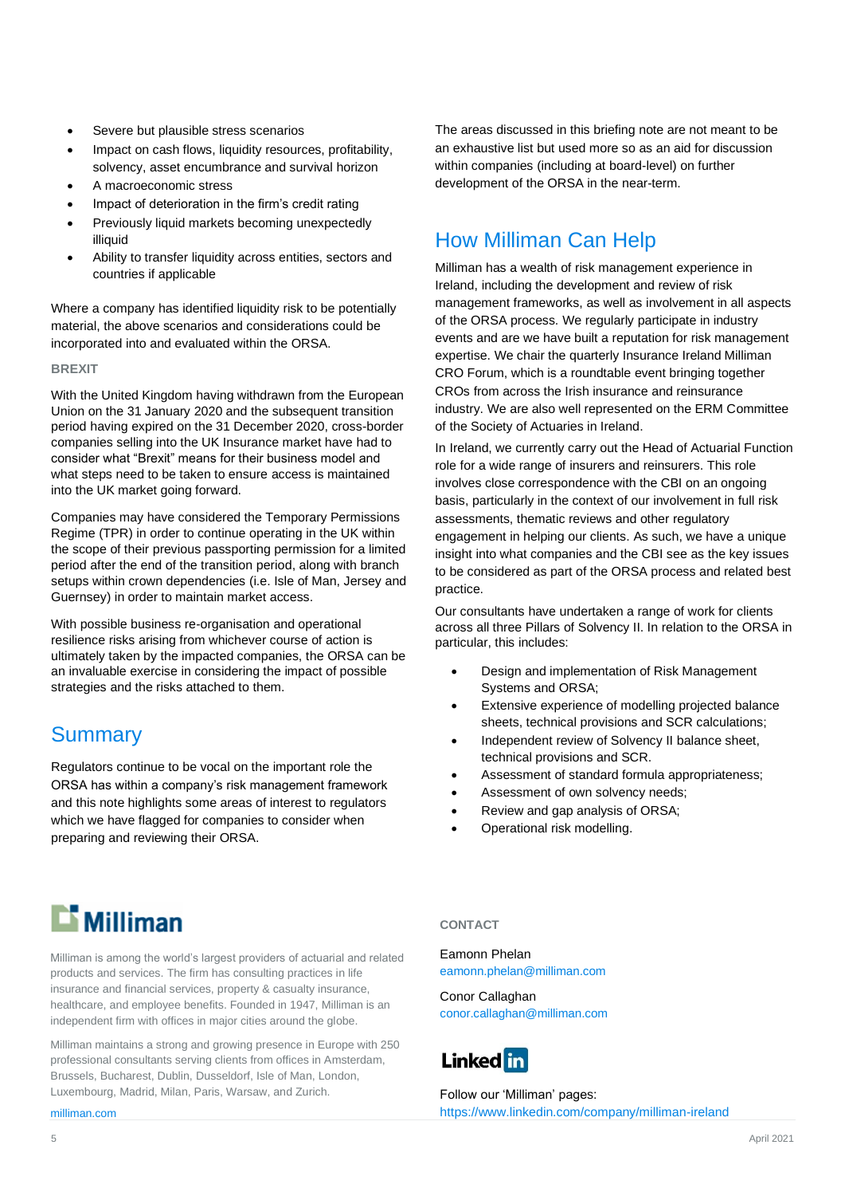- Severe but plausible stress scenarios
- Impact on cash flows, liquidity resources, profitability, solvency, asset encumbrance and survival horizon
- A macroeconomic stress
- Impact of deterioration in the firm's credit rating
- Previously liquid markets becoming unexpectedly illiquid
- Ability to transfer liquidity across entities, sectors and countries if applicable

Where a company has identified liquidity risk to be potentially material, the above scenarios and considerations could be incorporated into and evaluated within the ORSA.

### BREXIT

With the United Kingdom having withdrawn from the European Union on the 31 January 2020 and the subsequent transition period having expired on the 31 December 2020, cross-border companies selling into the UK Insurance market have had to consider what "Brexit" means for their business model and what steps need to be taken to ensure access is maintained into the UK market going forward.

Companies may have considered the Temporary Permissions Regime (TPR) in order to continue operating in the UK within the scope of their previous passporting permission for a limited period after the end of the transition period, along with branch setups within crown dependencies (i.e. Isle of Man, Jersey and Guernsey) in order to maintain market access.

With possible business re-organisation and operational resilience risks arising from whichever course of action is ultimately taken by the impacted companies, the ORSA can be an invaluable exercise in considering the impact of possible strategies and the risks attached to them.

## Summary

Regulators continue to be vocal on the important role the ORSA has within a company's risk management framework and this note highlights some areas of interest to regulators which we have flagged for companies to consider when preparing and reviewing their ORSA.

The areas discussed in this briefing note are not meant to be an exhaustive list but used more so as an aid for discussion within companies (including at board-level) on further development of the ORSA in the near-term.

## How Milliman Can Help

Milliman has a wealth of risk management experience in Ireland, including the development and review of risk management frameworks, as well as involvement in all aspects of the ORSA process. We regularly participate in industry events and are we have built a reputation for risk management expertise. We chair the quarterly Insurance Ireland Milliman CRO Forum, which is a roundtable event bringing together CROs from across the Irish insurance and reinsurance industry. We are also well represented on the ERM Committee of the Society of Actuaries in Ireland.

In Ireland, we currently carry out the Head of Actuarial Function role for a wide range of insurers and reinsurers. This role involves close correspondence with the CBI on an ongoing basis, particularly in the context of our involvement in full risk assessments, thematic reviews and other regulatory engagement in helping our clients. As such, we have a unique insight into what companies and the CBI see as the key issues to be considered as part of the ORSA process and related best practice.

Our consultants have undertaken a range of work for clients across all three Pillars of Solvency II. In relation to the ORSA in particular, this includes:

- Design and implementation of Risk Management Systems and ORSA;
- Extensive experience of modelling projected balance sheets, technical provisions and SCR calculations;
- Independent review of Solvency II balance sheet, technical provisions and SCR.
- Assessment of standard formula appropriateness;
- Assessment of own solvency needs;
- Review and gap analysis of ORSA;
- Operational risk modelling.

Milliman

Milliman is among the world's largest providers of actuarial and related products and services. The firm has consulting practices in life insurance and financial services, property & casualty insurance, healthcare, and employee benefits. Founded in 1947, Milliman is an independent firm with offices in major cities around the globe.

Milliman maintains a strong and growing presence in Europe with 250 professional consultants serving clients from offices in Amsterdam, Brussels, Bucharest, Dublin, Dusseldorf, Isle of Man, London, Luxembourg, Madrid, Milan, Paris, Warsaw, and Zurich.

milliman.com

### CONTACT

Eamonn Phelan
eamonn.phelan@milliman.com

Conor Callaghan
conor.callaghan@milliman.com

LinkedIn

Follow our 'Milliman' pages:
https://www.linkedin.com/company/milliman-ireland